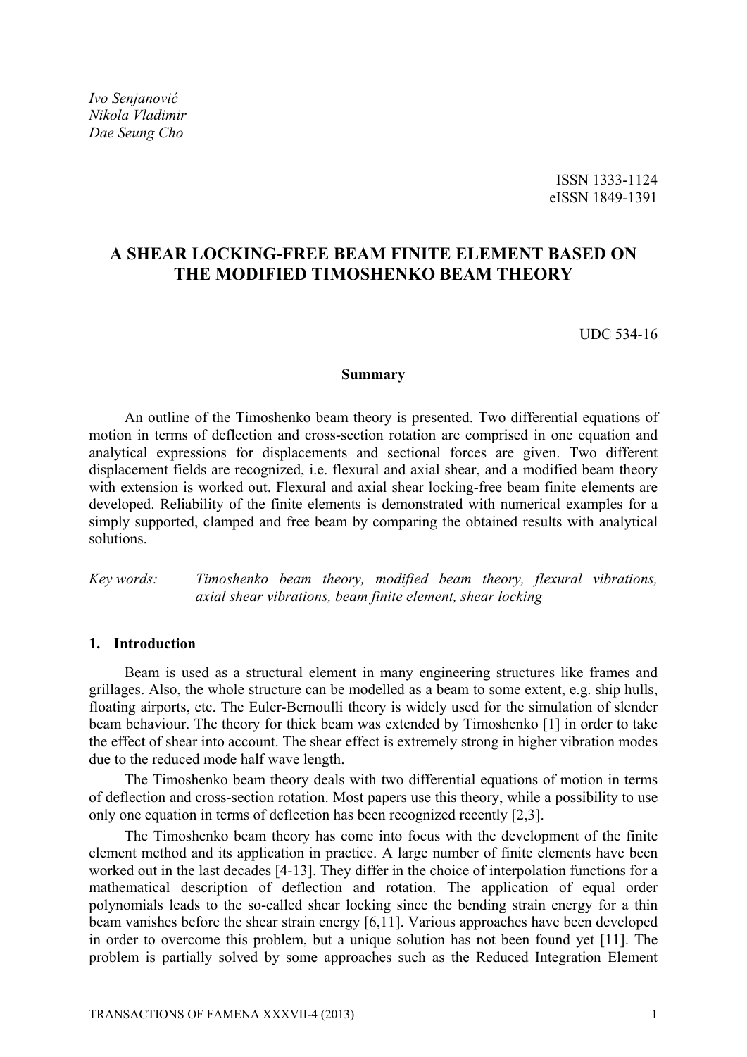*Ivo Senjanović*
*Nikola Vladimir*
*Dae Seung Cho*

ISSN 1333-1124
eISSN 1849-1391

# A SHEAR LOCKING-FREE BEAM FINITE ELEMENT BASED ON THE MODIFIED TIMOSHENKO BEAM THEORY

UDC 534-16

**Summary**

An outline of the Timoshenko beam theory is presented. Two differential equations of motion in terms of deflection and cross-section rotation are comprised in one equation and analytical expressions for displacements and sectional forces are given. Two different displacement fields are recognized, i.e. flexural and axial shear, and a modified beam theory with extension is worked out. Flexural and axial shear locking-free beam finite elements are developed. Reliability of the finite elements is demonstrated with numerical examples for a simply supported, clamped and free beam by comparing the obtained results with analytical solutions.

*Key words:* *Timoshenko beam theory, modified beam theory, flexural vibrations, axial shear vibrations, beam finite element, shear locking*

## 1. Introduction

Beam is used as a structural element in many engineering structures like frames and grillages. Also, the whole structure can be modelled as a beam to some extent, e.g. ship hulls, floating airports, etc. The Euler-Bernoulli theory is widely used for the simulation of slender beam behaviour. The theory for thick beam was extended by Timoshenko [1] in order to take the effect of shear into account. The shear effect is extremely strong in higher vibration modes due to the reduced mode half wave length.

The Timoshenko beam theory deals with two differential equations of motion in terms of deflection and cross-section rotation. Most papers use this theory, while a possibility to use only one equation in terms of deflection has been recognized recently [2,3].

The Timoshenko beam theory has come into focus with the development of the finite element method and its application in practice. A large number of finite elements have been worked out in the last decades [4-13]. They differ in the choice of interpolation functions for a mathematical description of deflection and rotation. The application of equal order polynomials leads to the so-called shear locking since the bending strain energy for a thin beam vanishes before the shear strain energy [6,11]. Various approaches have been developed in order to overcome this problem, but a unique solution has not been found yet [11]. The problem is partially solved by some approaches such as the Reduced Integration Element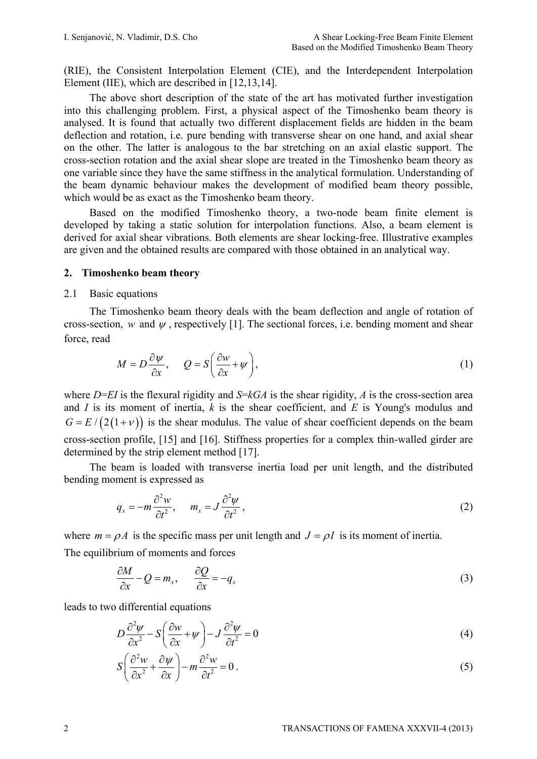(RIE), the Consistent Interpolation Element (CIE), and the Interdependent Interpolation Element (IIE), which are described in [12,13,14].

The above short description of the state of the art has motivated further investigation into this challenging problem. First, a physical aspect of the Timoshenko beam theory is analysed. It is found that actually two different displacement fields are hidden in the beam deflection and rotation, i.e. pure bending with transverse shear on one hand, and axial shear on the other. The latter is analogous to the bar stretching on an axial elastic support. The cross-section rotation and the axial shear slope are treated in the Timoshenko beam theory as one variable since they have the same stiffness in the analytical formulation. Understanding of the beam dynamic behaviour makes the development of modified beam theory possible, which would be as exact as the Timoshenko beam theory.

Based on the modified Timoshenko theory, a two-node beam finite element is developed by taking a static solution for interpolation functions. Also, a beam element is derived for axial shear vibrations. Both elements are shear locking-free. Illustrative examples are given and the obtained results are compared with those obtained in an analytical way.

## 2. Timoshenko beam theory

### 2.1 Basic equations

The Timoshenko beam theory deals with the beam deflection and angle of rotation of cross-section, $w$ and $\psi$, respectively [1]. The sectional forces, i.e. bending moment and shear force, read

$$M = D\frac{\partial \psi}{\partial x}, \quad Q = S\left(\frac{\partial w}{\partial x} + \psi\right), \tag{1}$$

where $D$=$EI$ is the flexural rigidity and $S$=$kGA$ is the shear rigidity, $A$ is the cross-section area and $I$ is its moment of inertia, $k$ is the shear coefficient, and $E$ is Young's modulus and $G = E/\left(2\left(1+\nu\right)\right)$ is the shear modulus. The value of shear coefficient depends on the beam cross-section profile, [15] and [16]. Stiffness properties for a complex thin-walled girder are determined by the strip element method [17].

The beam is loaded with transverse inertia load per unit length, and the distributed bending moment is expressed as

$$q_x = -m\frac{\partial^2 w}{\partial t^2}, \quad m_x = J\frac{\partial^2 \psi}{\partial t^2}, \tag{2}$$

where $m = \rho A$ is the specific mass per unit length and $J = \rho I$ is its moment of inertia.

The equilibrium of moments and forces

$$\frac{\partial M}{\partial x} - Q = m_x, \quad \frac{\partial Q}{\partial x} = -q_x \tag{3}$$

leads to two differential equations

$$D\frac{\partial^2 \psi}{\partial x^2} - S\left(\frac{\partial w}{\partial x} + \psi\right) - J\frac{\partial^2 \psi}{\partial t^2} = 0 \tag{4}$$

$$S\left(\frac{\partial^2 w}{\partial x^2} + \frac{\partial \psi}{\partial x}\right) - m\frac{\partial^2 w}{\partial t^2} = 0\,. \tag{5}$$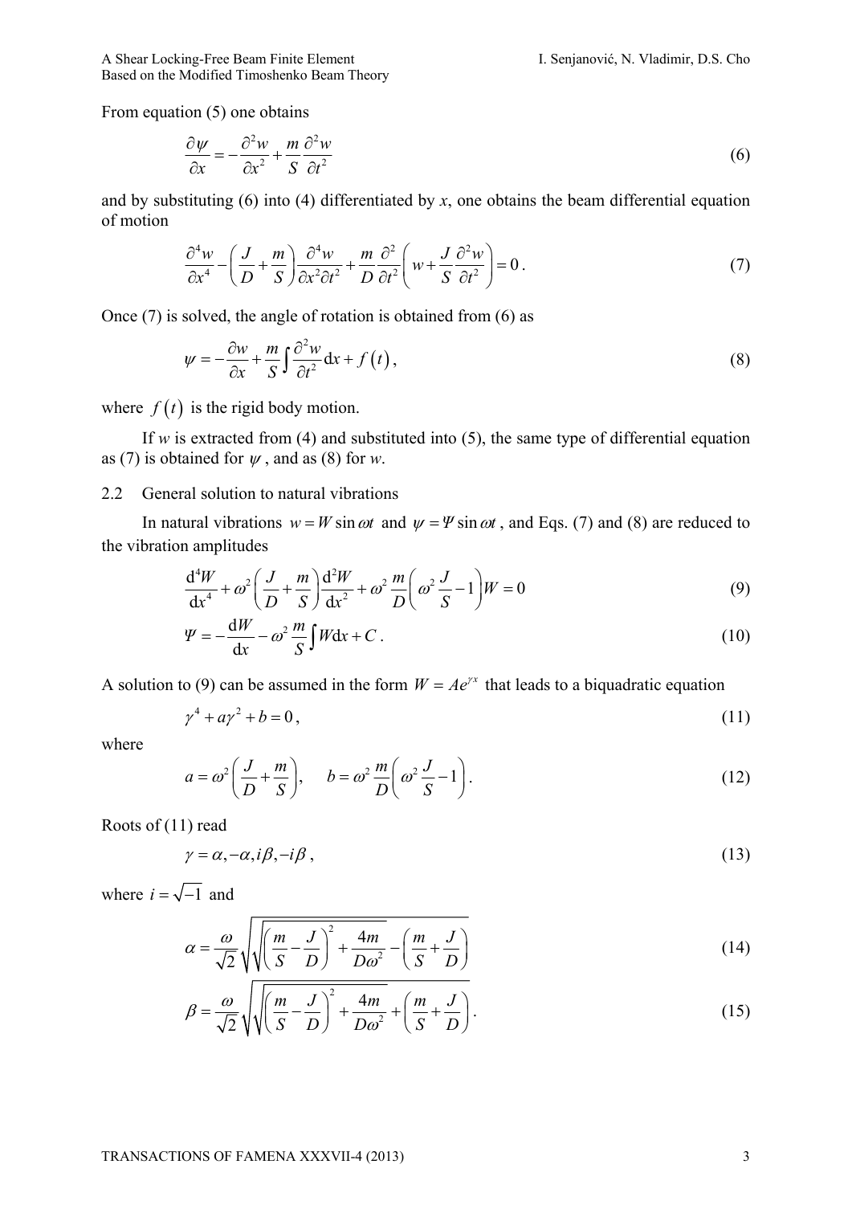From equation (5) one obtains

$$\frac{\partial \psi}{\partial x} = -\frac{\partial^2 w}{\partial x^2} + \frac{m}{S}\frac{\partial^2 w}{\partial t^2} \tag{6}$$

and by substituting (6) into (4) differentiated by $x$, one obtains the beam differential equation of motion

$$\frac{\partial^4 w}{\partial x^4} - \left(\frac{J}{D} + \frac{m}{S}\right)\frac{\partial^4 w}{\partial x^2 \partial t^2} + \frac{m}{D}\frac{\partial^2}{\partial t^2}\left(w + \frac{J}{S}\frac{\partial^2 w}{\partial t^2}\right) = 0\,. \tag{7}$$

Once (7) is solved, the angle of rotation is obtained from (6) as

$$\psi = -\frac{\partial w}{\partial x} + \frac{m}{S}\int \frac{\partial^2 w}{\partial t^2}\mathrm{d}x + f\left(t\right), \tag{8}$$

where $f\left(t\right)$ is the rigid body motion.

If $w$ is extracted from (4) and substituted into (5), the same type of differential equation as (7) is obtained for $\psi$, and as (8) for $w$.

## 2.2 General solution to natural vibrations

In natural vibrations $w = W\sin\omega t$ and $\psi = \Psi\sin\omega t$, and Eqs. (7) and (8) are reduced to the vibration amplitudes

$$\frac{\mathrm{d}^4 W}{\mathrm{d}x^4} + \omega^2\left(\frac{J}{D} + \frac{m}{S}\right)\frac{\mathrm{d}^2 W}{\mathrm{d}x^2} + \omega^2\frac{m}{D}\left(\omega^2\frac{J}{S} - 1\right)W = 0 \tag{9}$$

$$\Psi = -\frac{\mathrm{d}W}{\mathrm{d}x} - \omega^2\frac{m}{S}\int W\mathrm{d}x + C\,. \tag{10}$$

A solution to (9) can be assumed in the form $W = Ae^{\gamma x}$ that leads to a biquadratic equation

$$\gamma^4 + a\gamma^2 + b = 0\,, \tag{11}$$

where

$$a = \omega^2\left(\frac{J}{D} + \frac{m}{S}\right), \quad b = \omega^2\frac{m}{D}\left(\omega^2\frac{J}{S} - 1\right). \tag{12}$$

Roots of (11) read

$$\gamma = \alpha, -\alpha, i\beta, -i\beta\,, \tag{13}$$

where $i = \sqrt{-1}$ and

$$\alpha = \frac{\omega}{\sqrt{2}}\sqrt{\sqrt{\left(\frac{m}{S} - \frac{J}{D}\right)^2 + \frac{4m}{D\omega^2}} - \left(\frac{m}{S} + \frac{J}{D}\right)} \tag{14}$$

$$\beta = \frac{\omega}{\sqrt{2}}\sqrt{\sqrt{\left(\frac{m}{S} - \frac{J}{D}\right)^2 + \frac{4m}{D\omega^2}} + \left(\frac{m}{S} + \frac{J}{D}\right)}\,. \tag{15}$$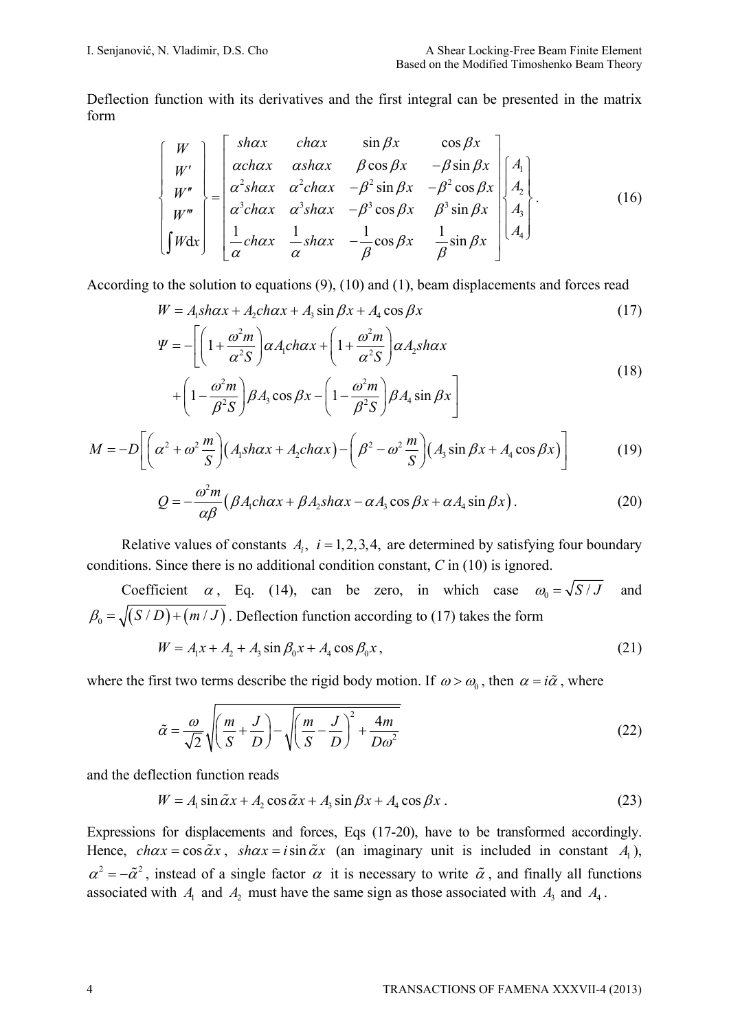Deflection function with its derivatives and the first integral can be presented in the matrix form

$$\begin{Bmatrix} W \\ W' \\ W'' \\ W''' \\ \int W \mathrm{d}x \end{Bmatrix} = \begin{bmatrix} sh\alpha x & ch\alpha x & \sin\beta x & \cos\beta x \\ \alpha ch\alpha x & \alpha sh\alpha x & \beta\cos\beta x & -\beta\sin\beta x \\ \alpha^2 sh\alpha x & \alpha^2 ch\alpha x & -\beta^2\sin\beta x & -\beta^2\cos\beta x \\ \alpha^3 ch\alpha x & \alpha^3 sh\alpha x & -\beta^3\cos\beta x & \beta^3\sin\beta x \\ \frac{1}{\alpha}ch\alpha x & \frac{1}{\alpha}sh\alpha x & -\frac{1}{\beta}\cos\beta x & \frac{1}{\beta}\sin\beta x \end{bmatrix} \begin{Bmatrix} A_1 \\ A_2 \\ A_3 \\ A_4 \end{Bmatrix}. \tag{16}$$

According to the solution to equations (9), (10) and (1), beam displacements and forces read

$$W = A_1 sh\alpha x + A_2 ch\alpha x + A_3\sin\beta x + A_4\cos\beta x \tag{17}$$

$$\begin{aligned} \Psi = -\Bigg[ & \left(1+\frac{\omega^2 m}{\alpha^2 S}\right)\alpha A_1 ch\alpha x + \left(1+\frac{\omega^2 m}{\alpha^2 S}\right)\alpha A_2 sh\alpha x \\ & + \left(1-\frac{\omega^2 m}{\beta^2 S}\right)\beta A_3\cos\beta x - \left(1-\frac{\omega^2 m}{\beta^2 S}\right)\beta A_4\sin\beta x \Bigg] \end{aligned} \tag{18}$$

$$M = -D\left[\left(\alpha^2+\omega^2\frac{m}{S}\right)\left(A_1 sh\alpha x + A_2 ch\alpha x\right) - \left(\beta^2-\omega^2\frac{m}{S}\right)\left(A_3\sin\beta x + A_4\cos\beta x\right)\right] \tag{19}$$

$$Q = -\frac{\omega^2 m}{\alpha\beta}\left(\beta A_1 ch\alpha x + \beta A_2 sh\alpha x - \alpha A_3\cos\beta x + \alpha A_4\sin\beta x\right). \tag{20}$$

Relative values of constants $A_i$, $i = 1,2,3,4$, are determined by satisfying four boundary conditions. Since there is no additional condition constant, $C$ in (10) is ignored.

Coefficient $\alpha$, Eq. (14), can be zero, in which case $\omega_0 = \sqrt{S/J}$ and $\beta_0 = \sqrt{(S/D)+(m/J)}$. Deflection function according to (17) takes the form

$$W = A_1 x + A_2 + A_3\sin\beta_0 x + A_4\cos\beta_0 x, \tag{21}$$

where the first two terms describe the rigid body motion. If $\omega > \omega_0$, then $\alpha = i\tilde{\alpha}$, where

$$\tilde{\alpha} = \frac{\omega}{\sqrt{2}}\sqrt{\left(\frac{m}{S}+\frac{J}{D}\right) - \sqrt{\left(\frac{m}{S}-\frac{J}{D}\right)^2 + \frac{4m}{D\omega^2}}} \tag{22}$$

and the deflection function reads

$$W = A_1\sin\tilde{\alpha}x + A_2\cos\tilde{\alpha}x + A_3\sin\beta x + A_4\cos\beta x. \tag{23}$$

Expressions for displacements and forces, Eqs (17-20), have to be transformed accordingly. Hence, $ch\alpha x = \cos\tilde{\alpha}x$, $sh\alpha x = i\sin\tilde{\alpha}x$ (an imaginary unit is included in constant $A_1$), $\alpha^2 = -\tilde{\alpha}^2$, instead of a single factor $\alpha$ it is necessary to write $\tilde{\alpha}$, and finally all functions associated with $A_1$ and $A_2$ must have the same sign as those associated with $A_3$ and $A_4$.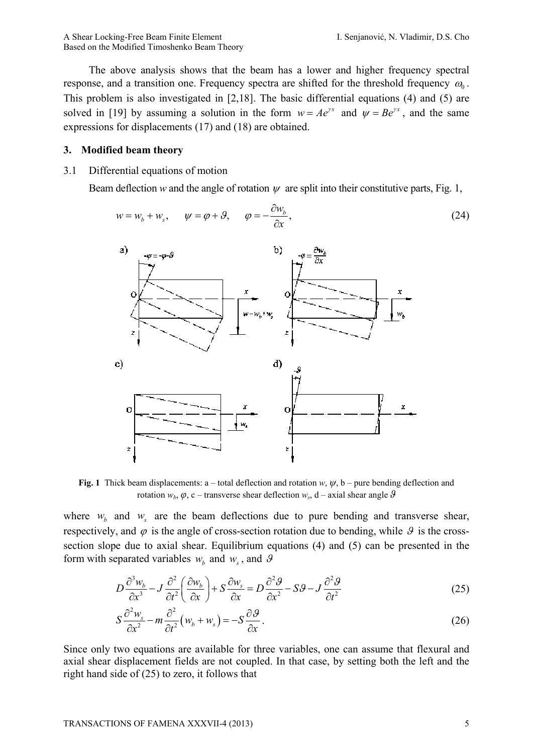The above analysis shows that the beam has a lower and higher frequency spectral response, and a transition one. Frequency spectra are shifted for the threshold frequency $\omega_0$. This problem is also investigated in [2,18]. The basic differential equations (4) and (5) are solved in [19] by assuming a solution in the form $w = Ae^{\gamma x}$ and $\psi = Be^{\gamma x}$, and the same expressions for displacements (17) and (18) are obtained.

## 3. Modified beam theory

### 3.1 Differential equations of motion

Beam deflection $w$ and the angle of rotation $\psi$ are split into their constitutive parts, Fig. 1,

$$w = w_b + w_s, \quad \psi = \varphi + \vartheta, \quad \varphi = -\frac{\partial w_b}{\partial x}, \tag{24}$$

**Fig. 1** Thick beam displacements: a – total deflection and rotation $w$, $\psi$, b – pure bending deflection and rotation $w_b$, $\varphi$, c – transverse shear deflection $w_s$, d – axial shear angle $\vartheta$

where $w_b$ and $w_s$ are the beam deflections due to pure bending and transverse shear, respectively, and $\varphi$ is the angle of cross-section rotation due to bending, while $\vartheta$ is the cross-section slope due to axial shear. Equilibrium equations (4) and (5) can be presented in the form with separated variables $w_b$ and $w_s$, and $\vartheta$

$$D\frac{\partial^3 w_b}{\partial x^3} - J\frac{\partial^2}{\partial t^2}\left(\frac{\partial w_b}{\partial x}\right) + S\frac{\partial w_s}{\partial x} = D\frac{\partial^2 \vartheta}{\partial x^2} - S\vartheta - J\frac{\partial^2 \vartheta}{\partial t^2} \tag{25}$$

$$S\frac{\partial^2 w_s}{\partial x^2} - m\frac{\partial^2}{\partial t^2}\left(w_b + w_s\right) = -S\frac{\partial \vartheta}{\partial x}. \tag{26}$$

Since only two equations are available for three variables, one can assume that flexural and axial shear displacement fields are not coupled. In that case, by setting both the left and the right hand side of (25) to zero, it follows that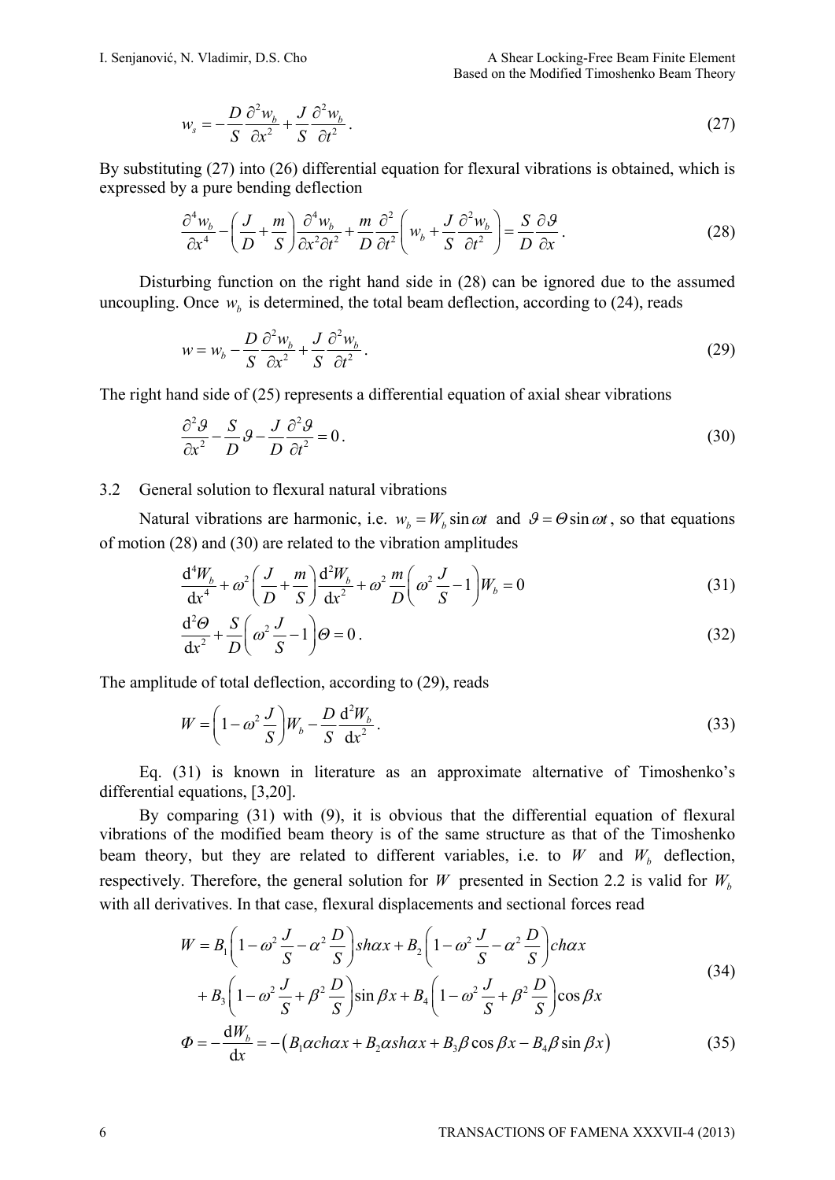$$w_s = -\frac{D}{S}\frac{\partial^2 w_b}{\partial x^2} + \frac{J}{S}\frac{\partial^2 w_b}{\partial t^2}. \tag{27}$$

By substituting (27) into (26) differential equation for flexural vibrations is obtained, which is expressed by a pure bending deflection

$$\frac{\partial^4 w_b}{\partial x^4} - \left(\frac{J}{D} + \frac{m}{S}\right)\frac{\partial^4 w_b}{\partial x^2 \partial t^2} + \frac{m}{D}\frac{\partial^2}{\partial t^2}\left(w_b + \frac{J}{S}\frac{\partial^2 w_b}{\partial t^2}\right) = \frac{S}{D}\frac{\partial \vartheta}{\partial x}. \tag{28}$$

Disturbing function on the right hand side in (28) can be ignored due to the assumed uncoupling. Once $w_b$ is determined, the total beam deflection, according to (24), reads

$$w = w_b - \frac{D}{S}\frac{\partial^2 w_b}{\partial x^2} + \frac{J}{S}\frac{\partial^2 w_b}{\partial t^2}. \tag{29}$$

The right hand side of (25) represents a differential equation of axial shear vibrations

$$\frac{\partial^2 \vartheta}{\partial x^2} - \frac{S}{D}\vartheta - \frac{J}{D}\frac{\partial^2 \vartheta}{\partial t^2} = 0. \tag{30}$$

## 3.2 General solution to flexural natural vibrations

Natural vibrations are harmonic, i.e. $w_b = W_b \sin \omega t$ and $\vartheta = \Theta \sin \omega t$, so that equations of motion (28) and (30) are related to the vibration amplitudes

$$\frac{\mathrm{d}^4 W_b}{\mathrm{d}x^4} + \omega^2\left(\frac{J}{D} + \frac{m}{S}\right)\frac{\mathrm{d}^2 W_b}{\mathrm{d}x^2} + \omega^2 \frac{m}{D}\left(\omega^2 \frac{J}{S} - 1\right)W_b = 0 \tag{31}$$

$$\frac{\mathrm{d}^2 \Theta}{\mathrm{d}x^2} + \frac{S}{D}\left(\omega^2 \frac{J}{S} - 1\right)\Theta = 0. \tag{32}$$

The amplitude of total deflection, according to (29), reads

$$W = \left(1 - \omega^2 \frac{J}{S}\right)W_b - \frac{D}{S}\frac{\mathrm{d}^2 W_b}{\mathrm{d}x^2}. \tag{33}$$

Eq. (31) is known in literature as an approximate alternative of Timoshenko's differential equations, [3,20].

By comparing (31) with (9), it is obvious that the differential equation of flexural vibrations of the modified beam theory is of the same structure as that of the Timoshenko beam theory, but they are related to different variables, i.e. to $W$ and $W_b$ deflection, respectively. Therefore, the general solution for $W$ presented in Section 2.2 is valid for $W_b$ with all derivatives. In that case, flexural displacements and sectional forces read

$$W = B_1\left(1 - \omega^2 \frac{J}{S} - \alpha^2 \frac{D}{S}\right) sh\alpha x + B_2\left(1 - \omega^2 \frac{J}{S} - \alpha^2 \frac{D}{S}\right) ch\alpha x$$
$$+ B_3\left(1 - \omega^2 \frac{J}{S} + \beta^2 \frac{D}{S}\right)\sin \beta x + B_4\left(1 - \omega^2 \frac{J}{S} + \beta^2 \frac{D}{S}\right)\cos \beta x \tag{34}$$

$$\Phi = -\frac{\mathrm{d}W_b}{\mathrm{d}x} = -\left(B_1 \alpha ch\alpha x + B_2 \alpha sh\alpha x + B_3 \beta \cos \beta x - B_4 \beta \sin \beta x\right) \tag{35}$$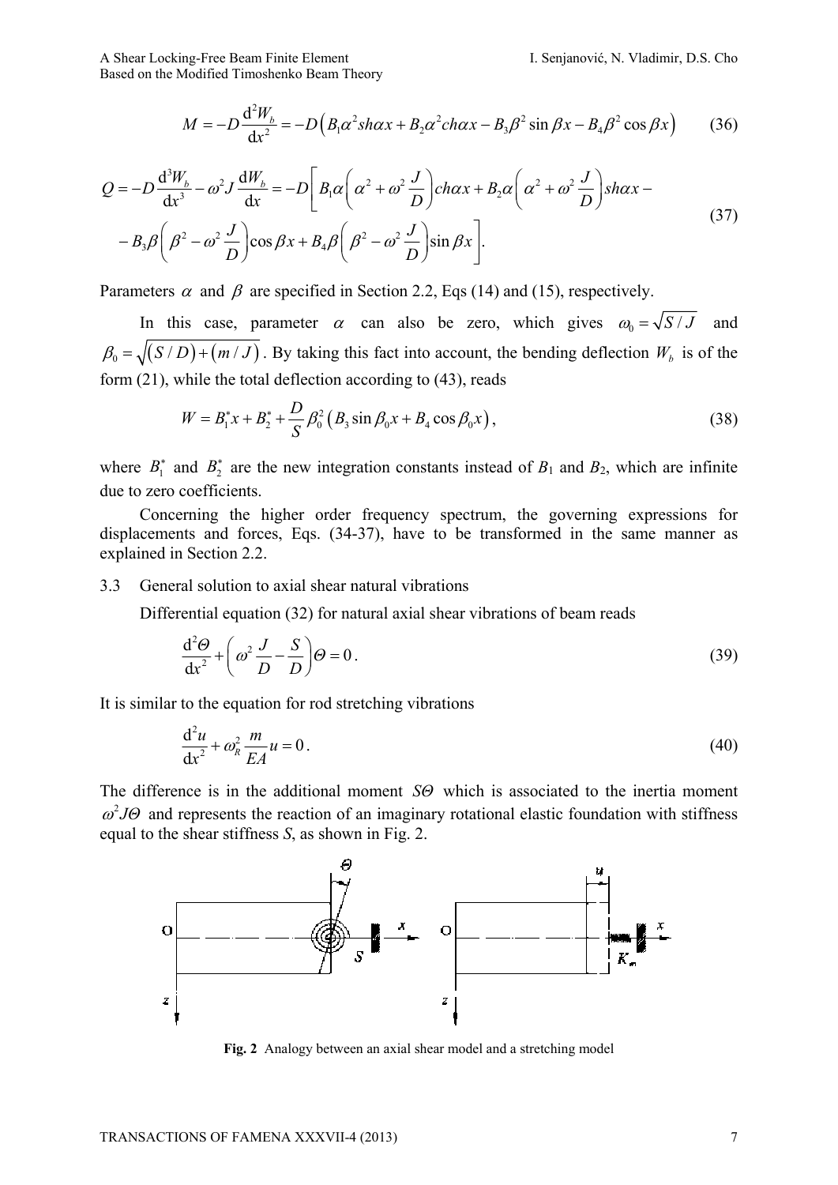$$M = -D\frac{\mathrm{d}^2 W_b}{\mathrm{d}x^2} = -D\left(B_1\alpha^2 sh\alpha x + B_2\alpha^2 ch\alpha x - B_3\beta^2 \sin\beta x - B_4\beta^2 \cos\beta x\right) \tag{36}$$

$$Q = -D\frac{\mathrm{d}^3 W_b}{\mathrm{d}x^3} - \omega^2 J\frac{\mathrm{d}W_b}{\mathrm{d}x} = -D\left[B_1\alpha\left(\alpha^2 + \omega^2\frac{J}{D}\right)ch\alpha x + B_2\alpha\left(\alpha^2 + \omega^2\frac{J}{D}\right)sh\alpha x - \right.$$
$$\left. - B_3\beta\left(\beta^2 - \omega^2\frac{J}{D}\right)\cos\beta x + B_4\beta\left(\beta^2 - \omega^2\frac{J}{D}\right)\sin\beta x\right]. \tag{37}$$

Parameters $\alpha$ and $\beta$ are specified in Section 2.2, Eqs (14) and (15), respectively.

In this case, parameter $\alpha$ can also be zero, which gives $\omega_0 = \sqrt{S/J}$ and $\beta_0 = \sqrt{(S/D)+(m/J)}$. By taking this fact into account, the bending deflection $W_b$ is of the form (21), while the total deflection according to (43), reads

$$W = B_1^* x + B_2^* + \frac{D}{S}\beta_0^2\left(B_3 \sin\beta_0 x + B_4 \cos\beta_0 x\right), \tag{38}$$

where $B_1^*$ and $B_2^*$ are the new integration constants instead of $B_1$ and $B_2$, which are infinite due to zero coefficients.

Concerning the higher order frequency spectrum, the governing expressions for displacements and forces, Eqs. (34-37), have to be transformed in the same manner as explained in Section 2.2.

### 3.3 General solution to axial shear natural vibrations

Differential equation (32) for natural axial shear vibrations of beam reads

$$\frac{\mathrm{d}^2\Theta}{\mathrm{d}x^2} + \left(\omega^2\frac{J}{D} - \frac{S}{D}\right)\Theta = 0. \tag{39}$$

It is similar to the equation for rod stretching vibrations

$$\frac{\mathrm{d}^2 u}{\mathrm{d}x^2} + \omega_R^2\frac{m}{EA}u = 0. \tag{40}$$

The difference is in the additional moment $S\Theta$ which is associated to the inertia moment $\omega^2 J\Theta$ and represents the reaction of an imaginary rotational elastic foundation with stiffness equal to the shear stiffness $S$, as shown in Fig. 2.

**Fig. 2** Analogy between an axial shear model and a stretching model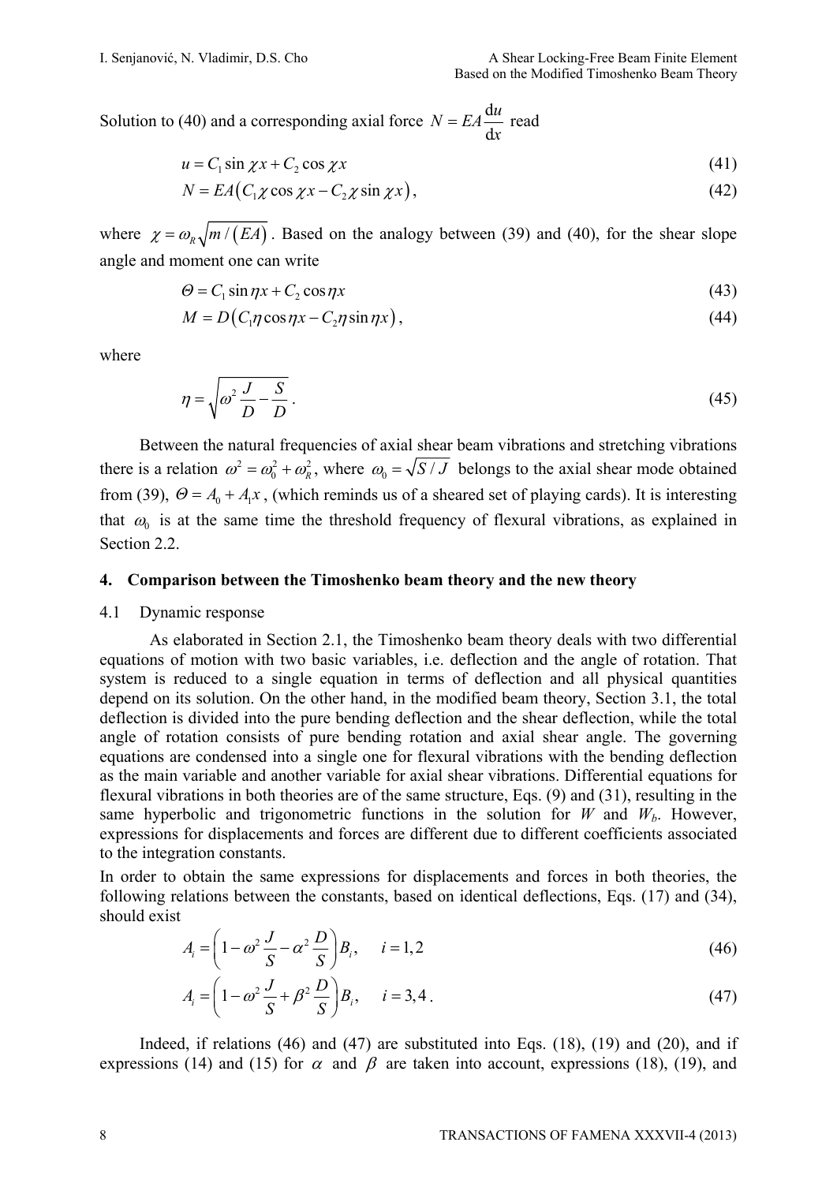Solution to (40) and a corresponding axial force $N = EA\dfrac{\mathrm{d}u}{\mathrm{d}x}$ read

$$u = C_1 \sin \chi x + C_2 \cos \chi x \tag{41}$$

$$N = EA\left(C_1 \chi \cos \chi x - C_2 \chi \sin \chi x\right), \tag{42}$$

where $\chi = \omega_R \sqrt{m/(EA)}$. Based on the analogy between (39) and (40), for the shear slope angle and moment one can write

$$\Theta = C_1 \sin \eta x + C_2 \cos \eta x \tag{43}$$

$$M = D\left(C_1 \eta \cos \eta x - C_2 \eta \sin \eta x\right), \tag{44}$$

where

$$\eta = \sqrt{\omega^2 \frac{J}{D} - \frac{S}{D}}\,. \tag{45}$$

Between the natural frequencies of axial shear beam vibrations and stretching vibrations there is a relation $\omega^2 = \omega_0^2 + \omega_R^2$, where $\omega_0 = \sqrt{S/J}$ belongs to the axial shear mode obtained from (39), $\Theta = A_0 + A_1 x$, (which reminds us of a sheared set of playing cards). It is interesting that $\omega_0$ is at the same time the threshold frequency of flexural vibrations, as explained in Section 2.2.

## 4. Comparison between the Timoshenko beam theory and the new theory

### 4.1 Dynamic response

As elaborated in Section 2.1, the Timoshenko beam theory deals with two differential equations of motion with two basic variables, i.e. deflection and the angle of rotation. That system is reduced to a single equation in terms of deflection and all physical quantities depend on its solution. On the other hand, in the modified beam theory, Section 3.1, the total deflection is divided into the pure bending deflection and the shear deflection, while the total angle of rotation consists of pure bending rotation and axial shear angle. The governing equations are condensed into a single one for flexural vibrations with the bending deflection as the main variable and another variable for axial shear vibrations. Differential equations for flexural vibrations in both theories are of the same structure, Eqs. (9) and (31), resulting in the same hyperbolic and trigonometric functions in the solution for $W$ and $W_b$. However, expressions for displacements and forces are different due to different coefficients associated to the integration constants.

In order to obtain the same expressions for displacements and forces in both theories, the following relations between the constants, based on identical deflections, Eqs. (17) and (34), should exist

$$A_i = \left(1 - \omega^2 \frac{J}{S} - \alpha^2 \frac{D}{S}\right) B_i, \quad i = 1,2 \tag{46}$$

$$A_i = \left(1 - \omega^2 \frac{J}{S} + \beta^2 \frac{D}{S}\right) B_i, \quad i = 3,4\,. \tag{47}$$

Indeed, if relations (46) and (47) are substituted into Eqs. (18), (19) and (20), and if expressions (14) and (15) for $\alpha$ and $\beta$ are taken into account, expressions (18), (19), and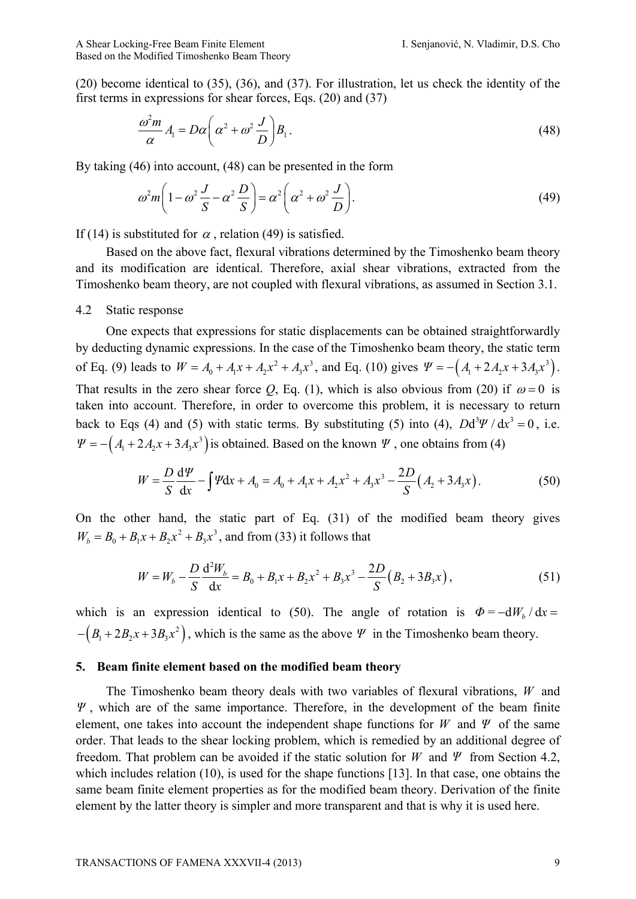(20) become identical to (35), (36), and (37). For illustration, let us check the identity of the first terms in expressions for shear forces, Eqs. (20) and (37)

$$\frac{\omega^2 m}{\alpha} A_1 = D\alpha\left(\alpha^2 + \omega^2 \frac{J}{D}\right) B_1 . \tag{48}$$

By taking (46) into account, (48) can be presented in the form

$$\omega^2 m\left(1 - \omega^2 \frac{J}{S} - \alpha^2 \frac{D}{S}\right) = \alpha^2\left(\alpha^2 + \omega^2 \frac{J}{D}\right). \tag{49}$$

If (14) is substituted for $\alpha$ , relation (49) is satisfied.

Based on the above fact, flexural vibrations determined by the Timoshenko beam theory and its modification are identical. Therefore, axial shear vibrations, extracted from the Timoshenko beam theory, are not coupled with flexural vibrations, as assumed in Section 3.1.

4.2 Static response

One expects that expressions for static displacements can be obtained straightforwardly by deducting dynamic expressions. In the case of the Timoshenko beam theory, the static term of Eq. (9) leads to $W = A_0 + A_1 x + A_2 x^2 + A_3 x^3$, and Eq. (10) gives $\Psi = -\left(A_1 + 2A_2 x + 3A_3 x^3\right)$. That results in the zero shear force $Q$, Eq. (1), which is also obvious from (20) if $\omega = 0$ is taken into account. Therefore, in order to overcome this problem, it is necessary to return back to Eqs (4) and (5) with static terms. By substituting (5) into (4), $D\mathrm{d}^3\Psi / \mathrm{d}x^3 = 0$, i.e. $\Psi = -\left(A_1 + 2A_2 x + 3A_3 x^3\right)$ is obtained. Based on the known $\Psi$ , one obtains from (4)

$$W = \frac{D}{S}\frac{\mathrm{d}\Psi}{\mathrm{d}x} - \int \Psi \mathrm{d}x + A_0 = A_0 + A_1 x + A_2 x^2 + A_3 x^3 - \frac{2D}{S}\left(A_2 + 3A_3 x\right). \tag{50}$$

On the other hand, the static part of Eq. (31) of the modified beam theory gives $W_b = B_0 + B_1 x + B_2 x^2 + B_3 x^3$, and from (33) it follows that

$$W = W_b - \frac{D}{S}\frac{\mathrm{d}^2 W_b}{\mathrm{d}x} = B_0 + B_1 x + B_2 x^2 + B_3 x^3 - \frac{2D}{S}\left(B_2 + 3B_3 x\right), \tag{51}$$

which is an expression identical to (50). The angle of rotation is $\Phi = -\mathrm{d}W_b / \mathrm{d}x = -\left(B_1 + 2B_2 x + 3B_3 x^2\right)$, which is the same as the above $\Psi$ in the Timoshenko beam theory.

## 5. Beam finite element based on the modified beam theory

The Timoshenko beam theory deals with two variables of flexural vibrations, $W$ and $\Psi$ , which are of the same importance. Therefore, in the development of the beam finite element, one takes into account the independent shape functions for $W$ and $\Psi$ of the same order. That leads to the shear locking problem, which is remedied by an additional degree of freedom. That problem can be avoided if the static solution for $W$ and $\Psi$ from Section 4.2, which includes relation (10), is used for the shape functions [13]. In that case, one obtains the same beam finite element properties as for the modified beam theory. Derivation of the finite element by the latter theory is simpler and more transparent and that is why it is used here.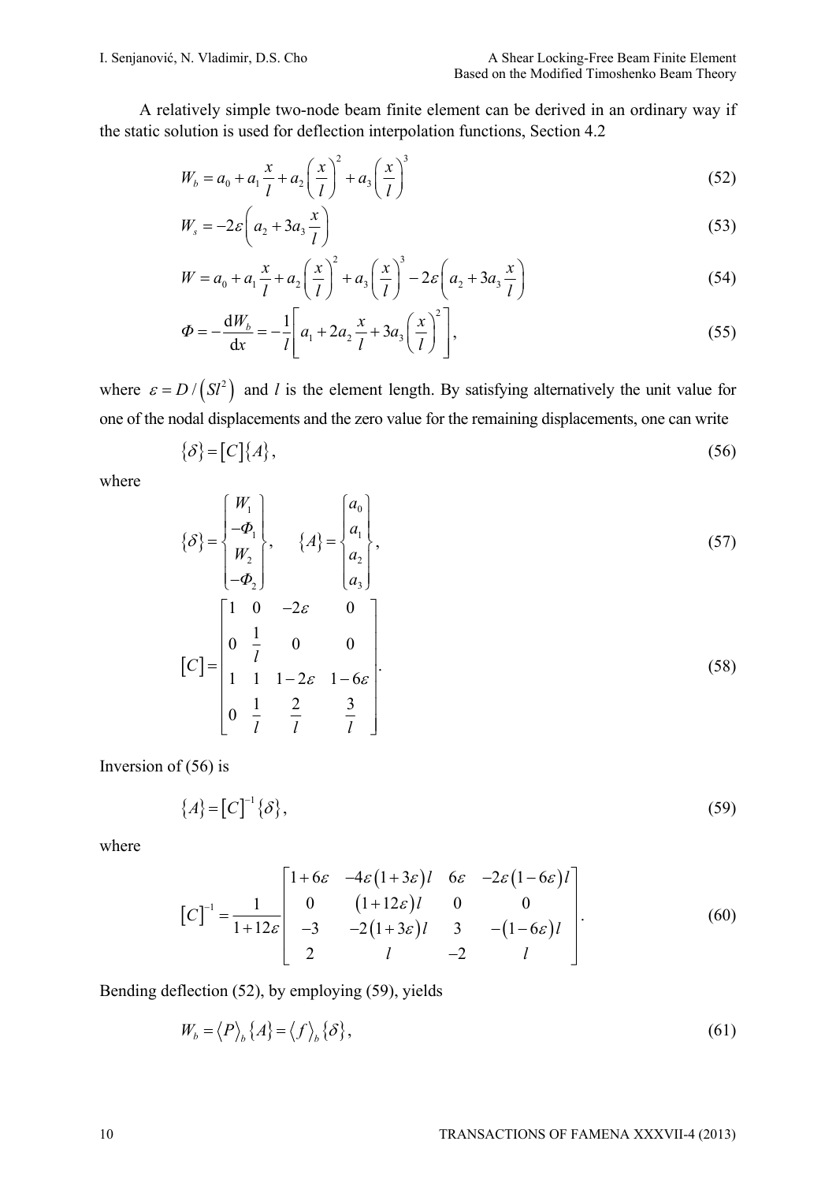A relatively simple two-node beam finite element can be derived in an ordinary way if the static solution is used for deflection interpolation functions, Section 4.2

$$W_b = a_0 + a_1 \frac{x}{l} + a_2 \left( \frac{x}{l} \right)^2 + a_3 \left( \frac{x}{l} \right)^3 \tag{52}$$

$$W_s = -2\varepsilon \left( a_2 + 3a_3 \frac{x}{l} \right) \tag{53}$$

$$W = a_0 + a_1 \frac{x}{l} + a_2 \left( \frac{x}{l} \right)^2 + a_3 \left( \frac{x}{l} \right)^3 - 2\varepsilon \left( a_2 + 3a_3 \frac{x}{l} \right) \tag{54}$$

$$\varPhi = -\frac{\mathrm{d}W_b}{\mathrm{d}x} = -\frac{1}{l} \left[ a_1 + 2a_2 \frac{x}{l} + 3a_3 \left( \frac{x}{l} \right)^2 \right], \tag{55}$$

where $\varepsilon = D / \left( S l^2 \right)$ and $l$ is the element length. By satisfying alternatively the unit value for one of the nodal displacements and the zero value for the remaining displacements, one can write

$$\{\delta\} = [C]\{A\}, \tag{56}$$

where

$$\{\delta\} = \begin{Bmatrix} W_1 \\ -\varPhi_1 \\ W_2 \\ -\varPhi_2 \end{Bmatrix}, \quad \{A\} = \begin{Bmatrix} a_0 \\ a_1 \\ a_2 \\ a_3 \end{Bmatrix}, \tag{57}$$

$$[C] = \begin{bmatrix} 1 & 0 & -2\varepsilon & 0 \\ 0 & \frac{1}{l} & 0 & 0 \\ 1 & 1 & 1-2\varepsilon & 1-6\varepsilon \\ 0 & \frac{1}{l} & \frac{2}{l} & \frac{3}{l} \end{bmatrix}. \tag{58}$$

Inversion of (56) is

$$\{A\} = [C]^{-1}\{\delta\}, \tag{59}$$

where

$$[C]^{-1} = \frac{1}{1+12\varepsilon} \begin{bmatrix} 1+6\varepsilon & -4\varepsilon(1+3\varepsilon)l & 6\varepsilon & -2\varepsilon(1-6\varepsilon)l \\ 0 & (1+12\varepsilon)l & 0 & 0 \\ -3 & -2(1+3\varepsilon)l & 3 & -(1-6\varepsilon)l \\ 2 & l & -2 & l \end{bmatrix}. \tag{60}$$

Bending deflection (52), by employing (59), yields

$$W_b = \langle P \rangle_b \{A\} = \langle f \rangle_b \{\delta\}, \tag{61}$$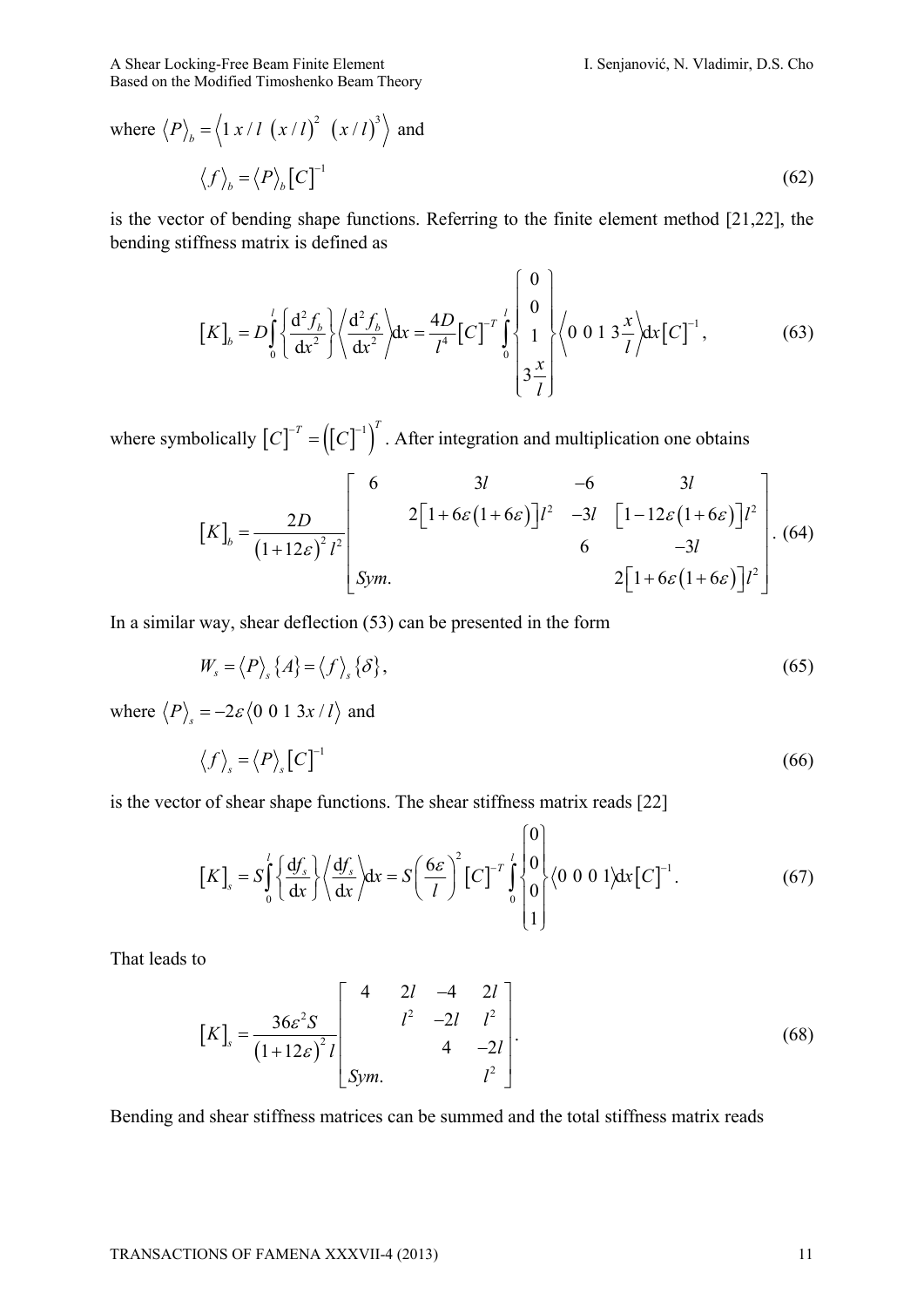where $\langle P \rangle_b = \langle 1 \; x/l \; (x/l)^2 \; (x/l)^3 \rangle$ and

$$\langle f \rangle_b = \langle P \rangle_b [C]^{-1} \tag{62}$$

is the vector of bending shape functions. Referring to the finite element method [21,22], the bending stiffness matrix is defined as

$$[K]_b = D\int_0^l \left\{ \frac{\mathrm{d}^2 f_b}{\mathrm{d}x^2} \right\} \left\langle \frac{\mathrm{d}^2 f_b}{\mathrm{d}x^2} \right\rangle \mathrm{d}x = \frac{4D}{l^4} [C]^{-T} \int_0^l \begin{Bmatrix} 0 \\ 0 \\ 1 \\ 3\dfrac{x}{l} \end{Bmatrix} \left\langle 0 \; 0 \; 1 \; 3\frac{x}{l} \right\rangle \mathrm{d}x [C]^{-1}, \tag{63}$$

where symbolically $[C]^{-T} = \left([C]^{-1}\right)^T$. After integration and multiplication one obtains

$$[K]_b = \frac{2D}{(1+12\varepsilon)^2 l^2} \begin{bmatrix} 6 & 3l & -6 & 3l \\ & 2\left[1+6\varepsilon(1+6\varepsilon)\right]l^2 & -3l & \left[1-12\varepsilon(1+6\varepsilon)\right]l^2 \\ & & 6 & -3l \\ Sym. & & & 2\left[1+6\varepsilon(1+6\varepsilon)\right]l^2 \end{bmatrix}. \tag{64}$$

In a similar way, shear deflection (53) can be presented in the form

$$W_s = \langle P \rangle_s \{A\} = \langle f \rangle_s \{\delta\}, \tag{65}$$

where $\langle P \rangle_s = -2\varepsilon \langle 0 \; 0 \; 1 \; 3x/l \rangle$ and

$$\langle f \rangle_s = \langle P \rangle_s [C]^{-1} \tag{66}$$

is the vector of shear shape functions. The shear stiffness matrix reads [22]

$$[K]_s = S\int_0^l \left\{ \frac{\mathrm{d}f_s}{\mathrm{d}x} \right\} \left\langle \frac{\mathrm{d}f_s}{\mathrm{d}x} \right\rangle \mathrm{d}x = S\left(\frac{6\varepsilon}{l}\right)^2 [C]^{-T} \int_0^l \begin{Bmatrix} 0 \\ 0 \\ 0 \\ 1 \end{Bmatrix} \langle 0 \; 0 \; 0 \; 1 \rangle \mathrm{d}x [C]^{-1}. \tag{67}$$

That leads to

$$[K]_s = \frac{36\varepsilon^2 S}{(1+12\varepsilon)^2 l} \begin{bmatrix} 4 & 2l & -4 & 2l \\ & l^2 & -2l & l^2 \\ & & 4 & -2l \\ Sym. & & & l^2 \end{bmatrix}. \tag{68}$$

Bending and shear stiffness matrices can be summed and the total stiffness matrix reads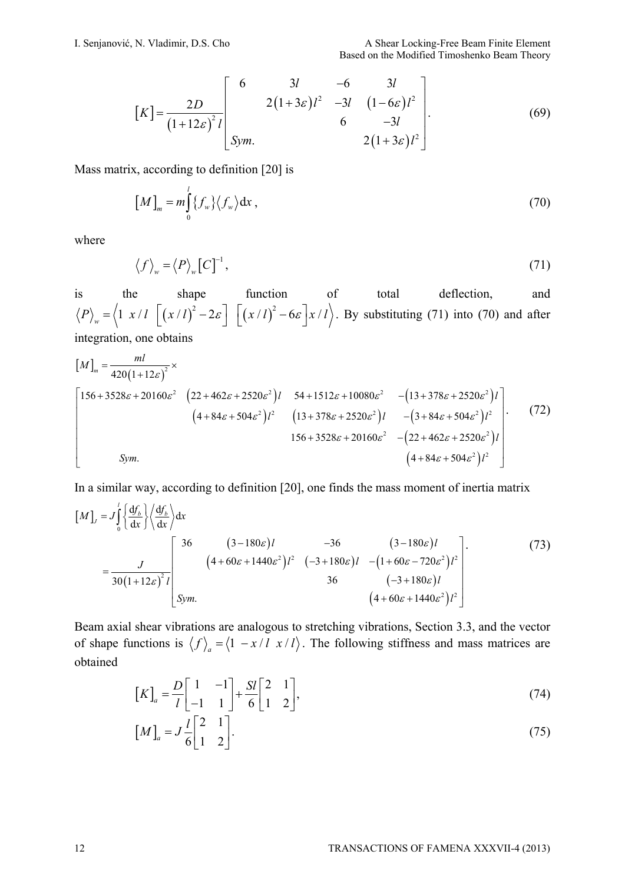$$
[K] = \frac{2D}{(1+12\varepsilon)^2 l} \begin{bmatrix} 6 & 3l & -6 & 3l \\ & 2(1+3\varepsilon)l^2 & -3l & (1-6\varepsilon)l^2 \\ & & 6 & -3l \\ Sym. & & & 2(1+3\varepsilon)l^2 \end{bmatrix}. \tag{69}
$$

Mass matrix, according to definition [20] is

$$
[M]_m = m\int_0^l \{f_w\}\langle f_w\rangle \mathrm{d}x \,, \tag{70}
$$

where

$$
\langle f\rangle_w = \langle P\rangle_w [C]^{-1}, \tag{71}
$$

is the shape function of total deflection, and $\langle P\rangle_w = \left\langle 1 \;\; x/l \;\; \left[(x/l)^2 - 2\varepsilon\right] \;\; \left[(x/l)^2 - 6\varepsilon\right]x/l \right\rangle$. By substituting (71) into (70) and after integration, one obtains

$$
[M]_m = \frac{ml}{420(1+12\varepsilon)^2}\times
$$

$$
\begin{bmatrix} 156+3528\varepsilon+20160\varepsilon^2 & \left(22+462\varepsilon+2520\varepsilon^2\right)l & 54+1512\varepsilon+10080\varepsilon^2 & -\left(13+378\varepsilon+2520\varepsilon^2\right)l \\ & \left(4+84\varepsilon+504\varepsilon^2\right)l^2 & \left(13+378\varepsilon+2520\varepsilon^2\right)l & -\left(3+84\varepsilon+504\varepsilon^2\right)l^2 \\ & & 156+3528\varepsilon+20160\varepsilon^2 & -\left(22+462\varepsilon+2520\varepsilon^2\right)l \\ Sym. & & & \left(4+84\varepsilon+504\varepsilon^2\right)l^2 \end{bmatrix}. \tag{72}
$$

In a similar way, according to definition [20], one finds the mass moment of inertia matrix

$$
\begin{aligned}
[M]_J &= J\int_0^l \left\{\frac{\mathrm{d}f_b}{\mathrm{d}x}\right\}\left\langle\frac{\mathrm{d}f_b}{\mathrm{d}x}\right\rangle \mathrm{d}x \\
&= \frac{J}{30(1+12\varepsilon)^2 l}\begin{bmatrix} 36 & (3-180\varepsilon)l & -36 & (3-180\varepsilon)l \\ & \left(4+60\varepsilon+1440\varepsilon^2\right)l^2 & (-3+180\varepsilon)l & -\left(1+60\varepsilon-720\varepsilon^2\right)l^2 \\ & & 36 & (-3+180\varepsilon)l \\ Sym. & & & \left(4+60\varepsilon+1440\varepsilon^2\right)l^2 \end{bmatrix}.
\end{aligned} \tag{73}
$$

Beam axial shear vibrations are analogous to stretching vibrations, Section 3.3, and the vector of shape functions is $\langle f\rangle_a = \langle 1 - x/l \;\; x/l\rangle$. The following stiffness and mass matrices are obtained

$$
[K]_a = \frac{D}{l}\begin{bmatrix} 1 & -1 \\ -1 & 1 \end{bmatrix} + \frac{Sl}{6}\begin{bmatrix} 2 & 1 \\ 1 & 2 \end{bmatrix}, \tag{74}
$$

$$
[M]_a = J\frac{l}{6}\begin{bmatrix} 2 & 1 \\ 1 & 2 \end{bmatrix}. \tag{75}
$$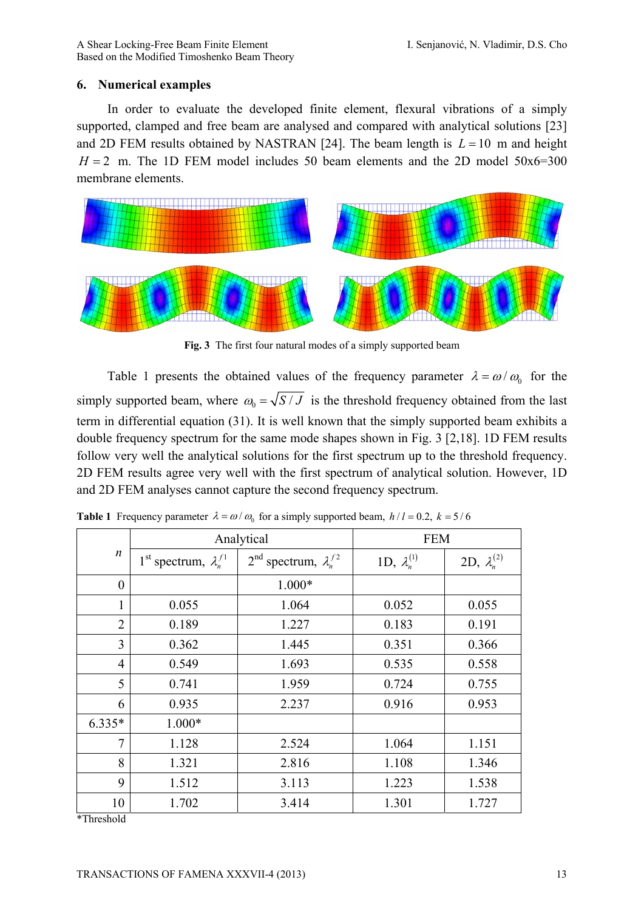## 6. Numerical examples

In order to evaluate the developed finite element, flexural vibrations of a simply supported, clamped and free beam are analysed and compared with analytical solutions [23] and 2D FEM results obtained by NASTRAN [24]. The beam length is $L = 10$ m and height $H = 2$ m. The 1D FEM model includes 50 beam elements and the 2D model 50x6=300 membrane elements.

**Fig. 3** The first four natural modes of a simply supported beam

Table 1 presents the obtained values of the frequency parameter $\lambda = \omega / \omega_0$ for the simply supported beam, where $\omega_0 = \sqrt{S/J}$ is the threshold frequency obtained from the last term in differential equation (31). It is well known that the simply supported beam exhibits a double frequency spectrum for the same mode shapes shown in Fig. 3 [2,18]. 1D FEM results follow very well the analytical solutions for the first spectrum up to the threshold frequency. 2D FEM results agree very well with the first spectrum of analytical solution. However, 1D and 2D FEM analyses cannot capture the second frequency spectrum.

**Table 1** Frequency parameter $\lambda = \omega / \omega_0$ for a simply supported beam, $h/l = 0.2$, $k = 5/6$

| $n$ | Analytical | | FEM | |
|---|---|---|---|---|
| | 1[st] spectrum, $\lambda_n^{f1}$ | 2[nd] spectrum, $\lambda_n^{f2}$ | 1D, $\lambda_n^{(1)}$ | 2D, $\lambda_n^{(2)}$ |
| 0 | | 1.000* | | |
| 1 | 0.055 | 1.064 | 0.052 | 0.055 |
| 2 | 0.189 | 1.227 | 0.183 | 0.191 |
| 3 | 0.362 | 1.445 | 0.351 | 0.366 |
| 4 | 0.549 | 1.693 | 0.535 | 0.558 |
| 5 | 0.741 | 1.959 | 0.724 | 0.755 |
| 6 | 0.935 | 2.237 | 0.916 | 0.953 |
| 6.335* | 1.000* | | | |
| 7 | 1.128 | 2.524 | 1.064 | 1.151 |
| 8 | 1.321 | 2.816 | 1.108 | 1.346 |
| 9 | 1.512 | 3.113 | 1.223 | 1.538 |
| 10 | 1.702 | 3.414 | 1.301 | 1.727 |

*Threshold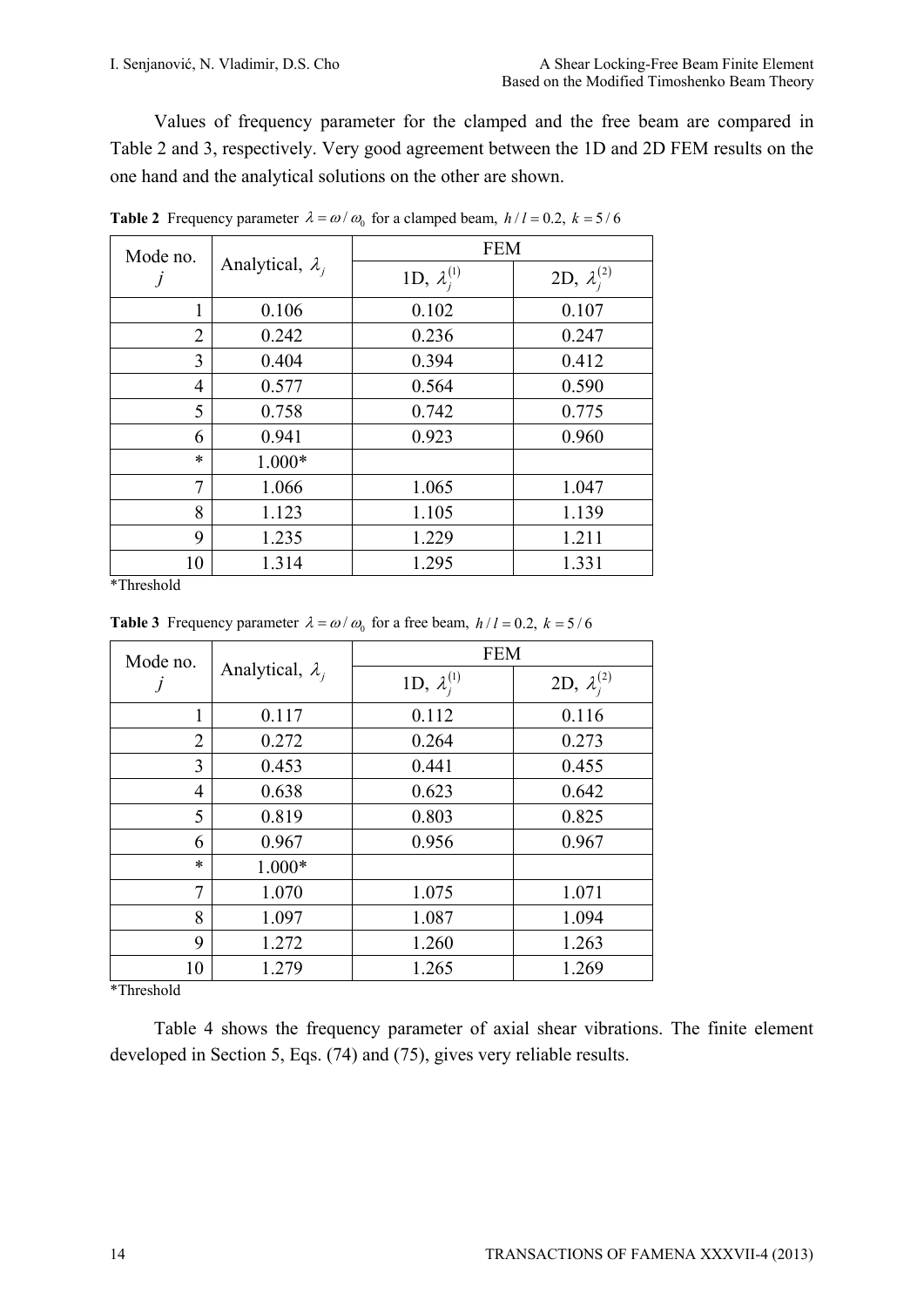Values of frequency parameter for the clamped and the free beam are compared in Table 2 and 3, respectively. Very good agreement between the 1D and 2D FEM results on the one hand and the analytical solutions on the other are shown.

**Table 2** Frequency parameter $\lambda = \omega / \omega_0$ for a clamped beam, $h/l = 0.2,\ k = 5/6$

| Mode no. $j$ | Analytical, $\lambda_j$ | FEM | |
|---|---|---|---|
| | | 1D, $\lambda_j^{(1)}$ | 2D, $\lambda_j^{(2)}$ |
| 1 | 0.106 | 0.102 | 0.107 |
| 2 | 0.242 | 0.236 | 0.247 |
| 3 | 0.404 | 0.394 | 0.412 |
| 4 | 0.577 | 0.564 | 0.590 |
| 5 | 0.758 | 0.742 | 0.775 |
| 6 | 0.941 | 0.923 | 0.960 |
| * | 1.000* | | |
| 7 | 1.066 | 1.065 | 1.047 |
| 8 | 1.123 | 1.105 | 1.139 |
| 9 | 1.235 | 1.229 | 1.211 |
| 10 | 1.314 | 1.295 | 1.331 |

*Threshold

**Table 3** Frequency parameter $\lambda = \omega / \omega_0$ for a free beam, $h/l = 0.2,\ k = 5/6$

| Mode no. $j$ | Analytical, $\lambda_j$ | FEM | |
|---|---|---|---|
| | | 1D, $\lambda_j^{(1)}$ | 2D, $\lambda_j^{(2)}$ |
| 1 | 0.117 | 0.112 | 0.116 |
| 2 | 0.272 | 0.264 | 0.273 |
| 3 | 0.453 | 0.441 | 0.455 |
| 4 | 0.638 | 0.623 | 0.642 |
| 5 | 0.819 | 0.803 | 0.825 |
| 6 | 0.967 | 0.956 | 0.967 |
| * | 1.000* | | |
| 7 | 1.070 | 1.075 | 1.071 |
| 8 | 1.097 | 1.087 | 1.094 |
| 9 | 1.272 | 1.260 | 1.263 |
| 10 | 1.279 | 1.265 | 1.269 |

*Threshold

Table 4 shows the frequency parameter of axial shear vibrations. The finite element developed in Section 5, Eqs. (74) and (75), gives very reliable results.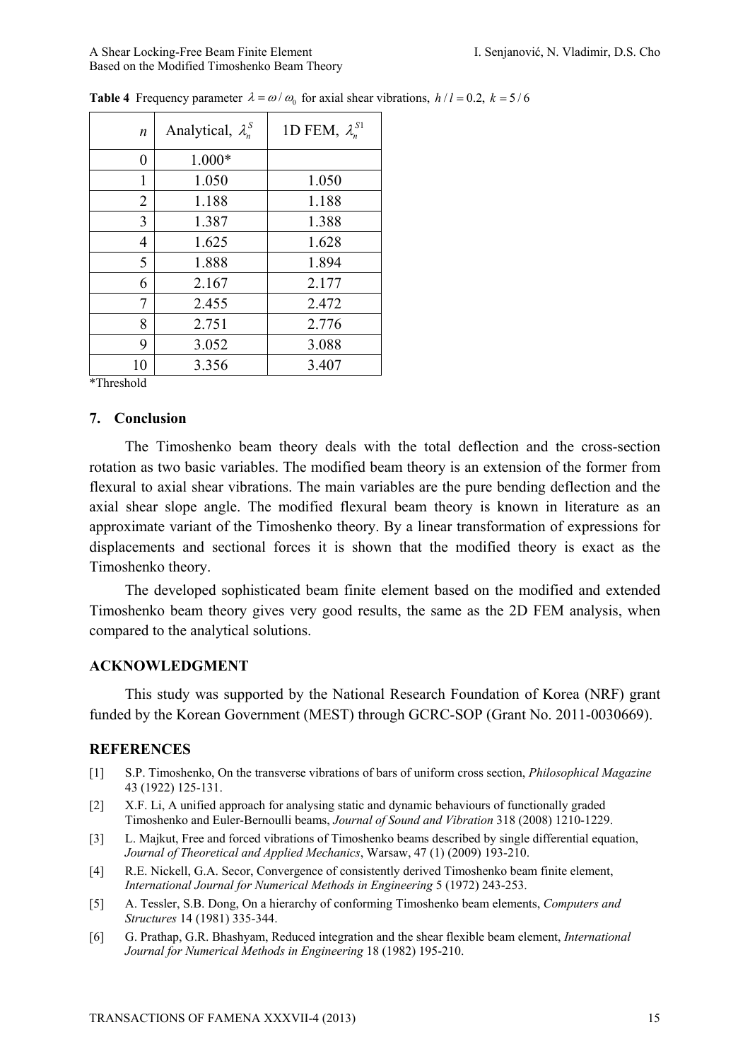**Table 4** Frequency parameter $\lambda = \omega / \omega_0$ for axial shear vibrations, $h/l = 0.2$, $k = 5/6$

| $n$ | Analytical, $\lambda_n^S$ | 1D FEM, $\lambda_n^{S1}$ |
|---|---|---|
| 0 | 1.000* | |
| 1 | 1.050 | 1.050 |
| 2 | 1.188 | 1.188 |
| 3 | 1.387 | 1.388 |
| 4 | 1.625 | 1.628 |
| 5 | 1.888 | 1.894 |
| 6 | 2.167 | 2.177 |
| 7 | 2.455 | 2.472 |
| 8 | 2.751 | 2.776 |
| 9 | 3.052 | 3.088 |
| 10 | 3.356 | 3.407 |

*Threshold

## 7. Conclusion

The Timoshenko beam theory deals with the total deflection and the cross-section rotation as two basic variables. The modified beam theory is an extension of the former from flexural to axial shear vibrations. The main variables are the pure bending deflection and the axial shear slope angle. The modified flexural beam theory is known in literature as an approximate variant of the Timoshenko theory. By a linear transformation of expressions for displacements and sectional forces it is shown that the modified theory is exact as the Timoshenko theory.

The developed sophisticated beam finite element based on the modified and extended Timoshenko beam theory gives very good results, the same as the 2D FEM analysis, when compared to the analytical solutions.

## ACKNOWLEDGMENT

This study was supported by the National Research Foundation of Korea (NRF) grant funded by the Korean Government (MEST) through GCRC-SOP (Grant No. 2011-0030669).

## REFERENCES

[1] S.P. Timoshenko, On the transverse vibrations of bars of uniform cross section, *Philosophical Magazine* 43 (1922) 125-131.

[2] X.F. Li, A unified approach for analysing static and dynamic behaviours of functionally graded Timoshenko and Euler-Bernoulli beams, *Journal of Sound and Vibration* 318 (2008) 1210-1229.

[3] L. Majkut, Free and forced vibrations of Timoshenko beams described by single differential equation, *Journal of Theoretical and Applied Mechanics*, Warsaw, 47 (1) (2009) 193-210.

[4] R.E. Nickell, G.A. Secor, Convergence of consistently derived Timoshenko beam finite element, *International Journal for Numerical Methods in Engineering* 5 (1972) 243-253.

[5] A. Tessler, S.B. Dong, On a hierarchy of conforming Timoshenko beam elements, *Computers and Structures* 14 (1981) 335-344.

[6] G. Prathap, G.R. Bhashyam, Reduced integration and the shear flexible beam element, *International Journal for Numerical Methods in Engineering* 18 (1982) 195-210.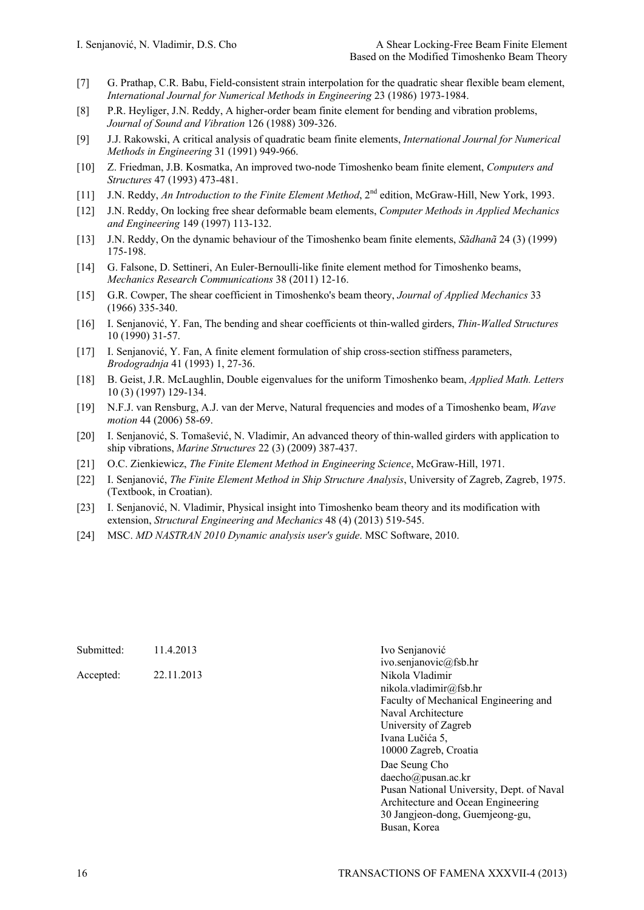[7] G. Prathap, C.R. Babu, Field-consistent strain interpolation for the quadratic shear flexible beam element, *International Journal for Numerical Methods in Engineering* 23 (1986) 1973-1984.

[8] P.R. Heyliger, J.N. Reddy, A higher-order beam finite element for bending and vibration problems, *Journal of Sound and Vibration* 126 (1988) 309-326.

[9] J.J. Rakowski, A critical analysis of quadratic beam finite elements, *International Journal for Numerical Methods in Engineering* 31 (1991) 949-966.

[10] Z. Friedman, J.B. Kosmatka, An improved two-node Timoshenko beam finite element, *Computers and Structures* 47 (1993) 473-481.

[11] J.N. Reddy, *An Introduction to the Finite Element Method*, 2nd edition, McGraw-Hill, New York, 1993.

[12] J.N. Reddy, On locking free shear deformable beam elements, *Computer Methods in Applied Mechanics and Engineering* 149 (1997) 113-132.

[13] J.N. Reddy, On the dynamic behaviour of the Timoshenko beam finite elements, *Sãdhanã* 24 (3) (1999) 175-198.

[14] G. Falsone, D. Settineri, An Euler-Bernoulli-like finite element method for Timoshenko beams, *Mechanics Research Communications* 38 (2011) 12-16.

[15] G.R. Cowper, The shear coefficient in Timoshenko's beam theory, *Journal of Applied Mechanics* 33 (1966) 335-340.

[16] I. Senjanović, Y. Fan, The bending and shear coefficients ot thin-walled girders, *Thin-Walled Structures* 10 (1990) 31-57.

[17] I. Senjanović, Y. Fan, A finite element formulation of ship cross-section stiffness parameters, *Brodogradnja* 41 (1993) 1, 27-36.

[18] B. Geist, J.R. McLaughlin, Double eigenvalues for the uniform Timoshenko beam, *Applied Math. Letters* 10 (3) (1997) 129-134.

[19] N.F.J. van Rensburg, A.J. van der Merve, Natural frequencies and modes of a Timoshenko beam, *Wave motion* 44 (2006) 58-69.

[20] I. Senjanović, S. Tomašević, N. Vladimir, An advanced theory of thin-walled girders with application to ship vibrations, *Marine Structures* 22 (3) (2009) 387-437.

[21] O.C. Zienkiewicz, *The Finite Element Method in Engineering Science*, McGraw-Hill, 1971.

[22] I. Senjanović, *The Finite Element Method in Ship Structure Analysis*, University of Zagreb, Zagreb, 1975. (Textbook, in Croatian).

[23] I. Senjanović, N. Vladimir, Physical insight into Timoshenko beam theory and its modification with extension, *Structural Engineering and Mechanics* 48 (4) (2013) 519-545.

[24] MSC. *MD NASTRAN 2010 Dynamic analysis user's guide*. MSC Software, 2010.

Submitted: 11.4.2013

Accepted: 22.11.2013

Ivo Senjanović
ivo.senjanovic@fsb.hr
Nikola Vladimir
nikola.vladimir@fsb.hr
Faculty of Mechanical Engineering and Naval Architecture
University of Zagreb
Ivana Lučića 5,
10000 Zagreb, Croatia

Dae Seung Cho
daecho@pusan.ac.kr
Pusan National University, Dept. of Naval Architecture and Ocean Engineering
30 Jangjeon-dong, Guemjeong-gu,
Busan, Korea